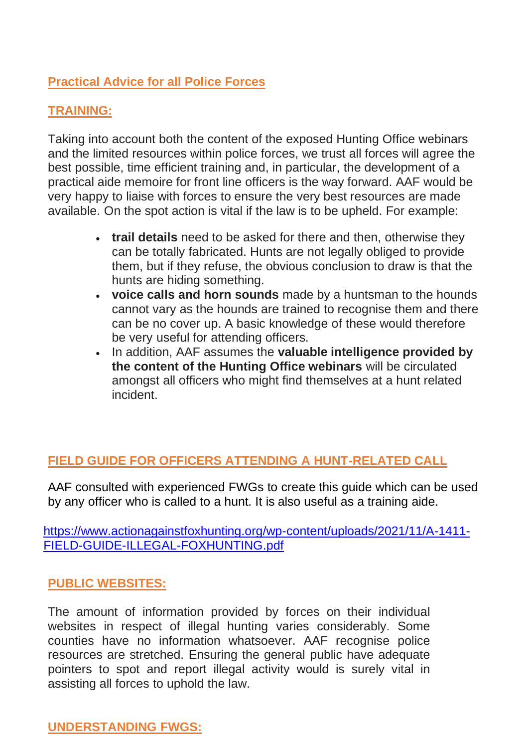## Practical Advice for all Police Forces

### TRAINING:

Taking into account both the content of the exposed Hunting Office webinars and the limited resources within police forces, we trust all forces will agree the best possible, time efficient training and, in particular, the development of a practical aide memoire for front line officers is the way forward. AAF would be very happy to liaise with forces to ensure the very best resources are made available. On the spot action is vital if the law is to be upheld. For example:

- **trail details** need to be asked for there and then, otherwise they can be totally fabricated. Hunts are not legally obliged to provide them, but if they refuse, the obvious conclusion to draw is that the hunts are hiding something.
- **voice calls and horn sounds** made by a huntsman to the hounds cannot vary as the hounds are trained to recognise them and there can be no cover up. A basic knowledge of these would therefore be very useful for attending officers.
- In addition, AAF assumes the **valuable intelligence provided by the content of the Hunting Office webinars** will be circulated amongst all officers who might find themselves at a hunt related incident.

### FIELD GUIDE FOR OFFICERS ATTENDING A HUNT-RELATED CALL

AAF consulted with experienced FWGs to create this guide which can be used by any officer who is called to a hunt. It is also useful as a training aide.

https://www.actionagainstfoxhunting.org/wp-content/uploads/2021/11/A-1411-FIELD-GUIDE-ILLEGAL-FOXHUNTING.pdf

### PUBLIC WEBSITES:

The amount of information provided by forces on their individual websites in respect of illegal hunting varies considerably. Some counties have no information whatsoever. AAF recognise police resources are stretched. Ensuring the general public have adequate pointers to spot and report illegal activity would is surely vital in assisting all forces to uphold the law.

### UNDERSTANDING FWGS: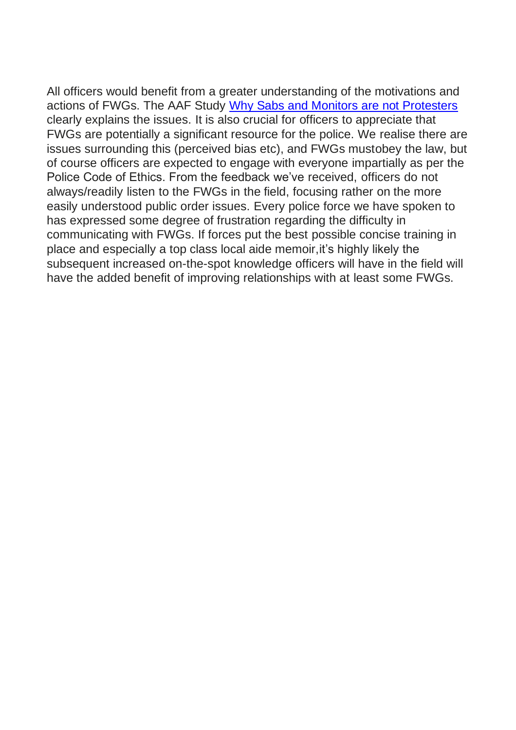All officers would benefit from a greater understanding of the motivations and actions of FWGs. The AAF Study Why Sabs and Monitors are not Protesters clearly explains the issues. It is also crucial for officers to appreciate that FWGs are potentially a significant resource for the police. We realise there are issues surrounding this (perceived bias etc), and FWGs mustobey the law, but of course officers are expected to engage with everyone impartially as per the Police Code of Ethics. From the feedback we've received, officers do not always/readily listen to the FWGs in the field, focusing rather on the more easily understood public order issues. Every police force we have spoken to has expressed some degree of frustration regarding the difficulty in communicating with FWGs. If forces put the best possible concise training in place and especially a top class local aide memoir,it's highly likely the subsequent increased on-the-spot knowledge officers will have in the field will have the added benefit of improving relationships with at least some FWGs.